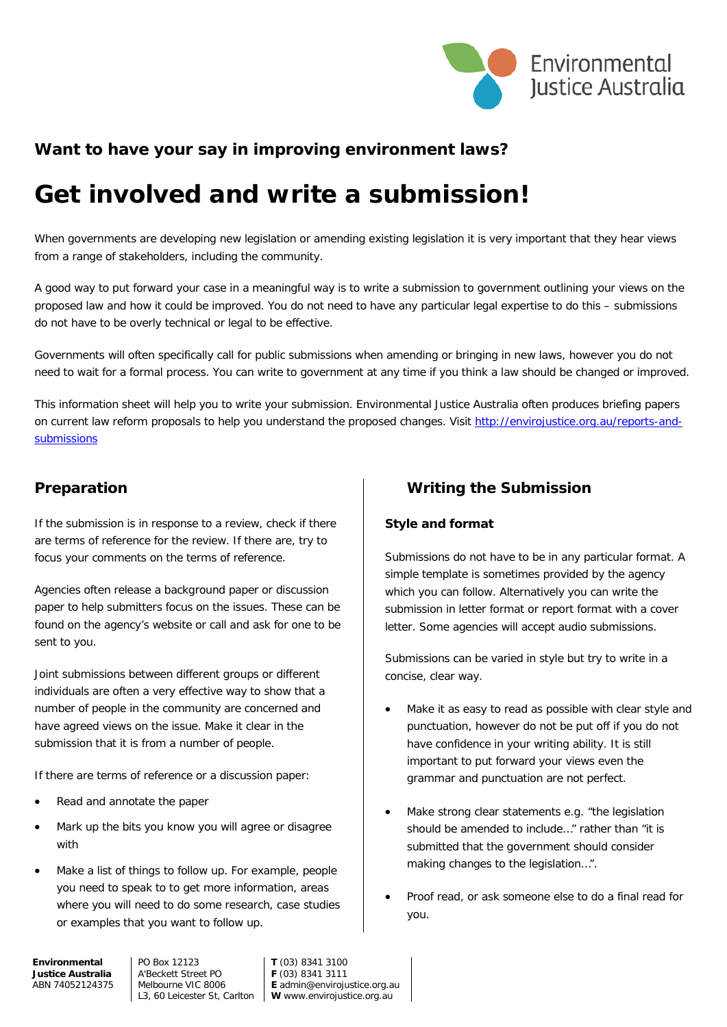## Want to have your say in improving environment laws?

# Get involved and write a submission!

When governments are developing new legislation or amending existing legislation it is very important that they hear views from a range of stakeholders, including the community.

A good way to put forward your case in a meaningful way is to write a submission to government outlining your views on the proposed law and how it could be improved. You do not need to have any particular legal expertise to do this – submissions do not have to be overly technical or legal to be effective.

Governments will often specifically call for public submissions when amending or bringing in new laws, however you do not need to wait for a formal process. You can write to government at any time if you think a law should be changed or improved.

This information sheet will help you to write your submission. Environmental Justice Australia often produces briefing papers on current law reform proposals to help you understand the proposed changes. Visit [http://envirojustice.org.au/reports-and-submissions](http://envirojustice.org.au/reports-and-submissions)

## Preparation

If the submission is in response to a review, check if there are terms of reference for the review. If there are, try to focus your comments on the terms of reference.

Agencies often release a background paper or discussion paper to help submitters focus on the issues. These can be found on the agency's website or call and ask for one to be sent to you.

Joint submissions between different groups or different individuals are often a very effective way to show that a number of people in the community are concerned and have agreed views on the issue. Make it clear in the submission that it is from a number of people.

If there are terms of reference or a discussion paper:

- Read and annotate the paper
- Mark up the bits you know you will agree or disagree with
- Make a list of things to follow up. For example, people you need to speak to to get more information, areas where you will need to do some research, case studies or examples that you want to follow up.

## Writing the Submission

### Style and format

Submissions do not have to be in any particular format. A simple template is sometimes provided by the agency which you can follow. Alternatively you can write the submission in letter format or report format with a cover letter. Some agencies will accept audio submissions.

Submissions can be varied in style but try to write in a concise, clear way.

- Make it as easy to read as possible with clear style and punctuation, however do not be put off if you do not have confidence in your writing ability. It is still important to put forward your views even the grammar and punctuation are not perfect.
- Make strong clear statements e.g. "the legislation should be amended to include..." rather than "it is submitted that the government should consider making changes to the legislation...".
- Proof read, or ask someone else to do a final read for you.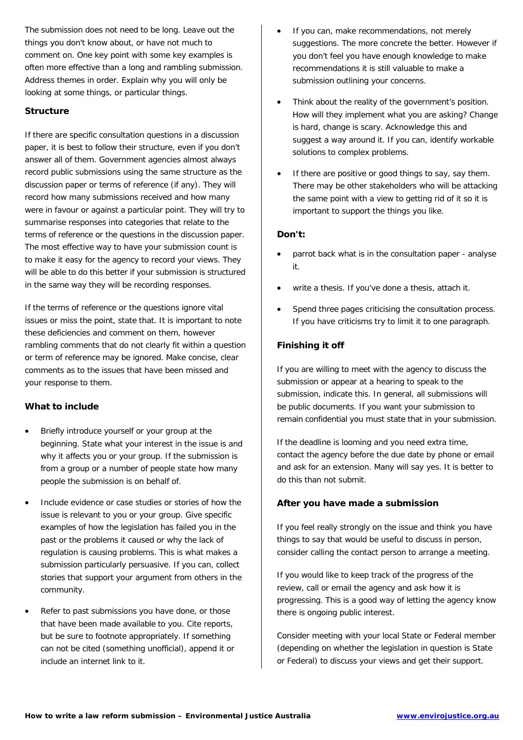The submission does not need to be long. Leave out the things you don't know about, or have not much to comment on. One key point with some key examples is often more effective than a long and rambling submission. Address themes in order. Explain why you will only be looking at some things, or particular things.

### Structure

If there are specific consultation questions in a discussion paper, it is best to follow their structure, even if you don't answer all of them. Government agencies almost always record public submissions using the same structure as the discussion paper or terms of reference (if any). They will record how many submissions received and how many were in favour or against a particular point. They will try to summarise responses into categories that relate to the terms of reference or the questions in the discussion paper. The most effective way to have your submission count is to make it easy for the agency to record your views. They will be able to do this better if your submission is structured in the same way they will be recording responses.

If the terms of reference or the questions ignore vital issues or miss the point, state that. It is important to note these deficiencies and comment on them, however rambling comments that do not clearly fit within a question or term of reference may be ignored. Make concise, clear comments as to the issues that have been missed and your response to them.

### What to include

- Briefly introduce yourself or your group at the beginning. State what your interest in the issue is and why it affects you or your group. If the submission is from a group or a number of people state how many people the submission is on behalf of.
- Include evidence or case studies or stories of how the issue is relevant to you or your group. Give specific examples of how the legislation has failed you in the past or the problems it caused or why the lack of regulation is causing problems. This is what makes a submission particularly persuasive. If you can, collect stories that support your argument from others in the community.
- Refer to past submissions you have done, or those that have been made available to you. Cite reports, but be sure to footnote appropriately. If something can not be cited (something unofficial), append it or include an internet link to it.
- If you can, make recommendations, not merely suggestions. The more concrete the better. However if you don't feel you have enough knowledge to make recommendations it is still valuable to make a submission outlining your concerns.
- Think about the reality of the government's position. How will they implement what you are asking? Change is hard, change is scary. Acknowledge this and suggest a way around it. If you can, identify workable solutions to complex problems.
- If there are positive or good things to say, say them. There may be other stakeholders who will be attacking the same point with a view to getting rid of it so it is important to support the things you like.

### Don't:

- parrot back what is in the consultation paper - analyse it.
- write a thesis. If you've done a thesis, attach it.
- Spend three pages criticising the consultation process. If you have criticisms try to limit it to one paragraph.

### Finishing it off

If you are willing to meet with the agency to discuss the submission or appear at a hearing to speak to the submission, indicate this. In general, all submissions will be public documents. If you want your submission to remain confidential you must state that in your submission.

If the deadline is looming and you need extra time, contact the agency before the due date by phone or email and ask for an extension. Many will say yes. It is better to do this than not submit.

### After you have made a submission

If you feel really strongly on the issue and think you have things to say that would be useful to discuss in person, consider calling the contact person to arrange a meeting.

If you would like to keep track of the progress of the review, call or email the agency and ask how it is progressing. This is a good way of letting the agency know there is ongoing public interest.

Consider meeting with your local State or Federal member (depending on whether the legislation in question is State or Federal) to discuss your views and get their support.